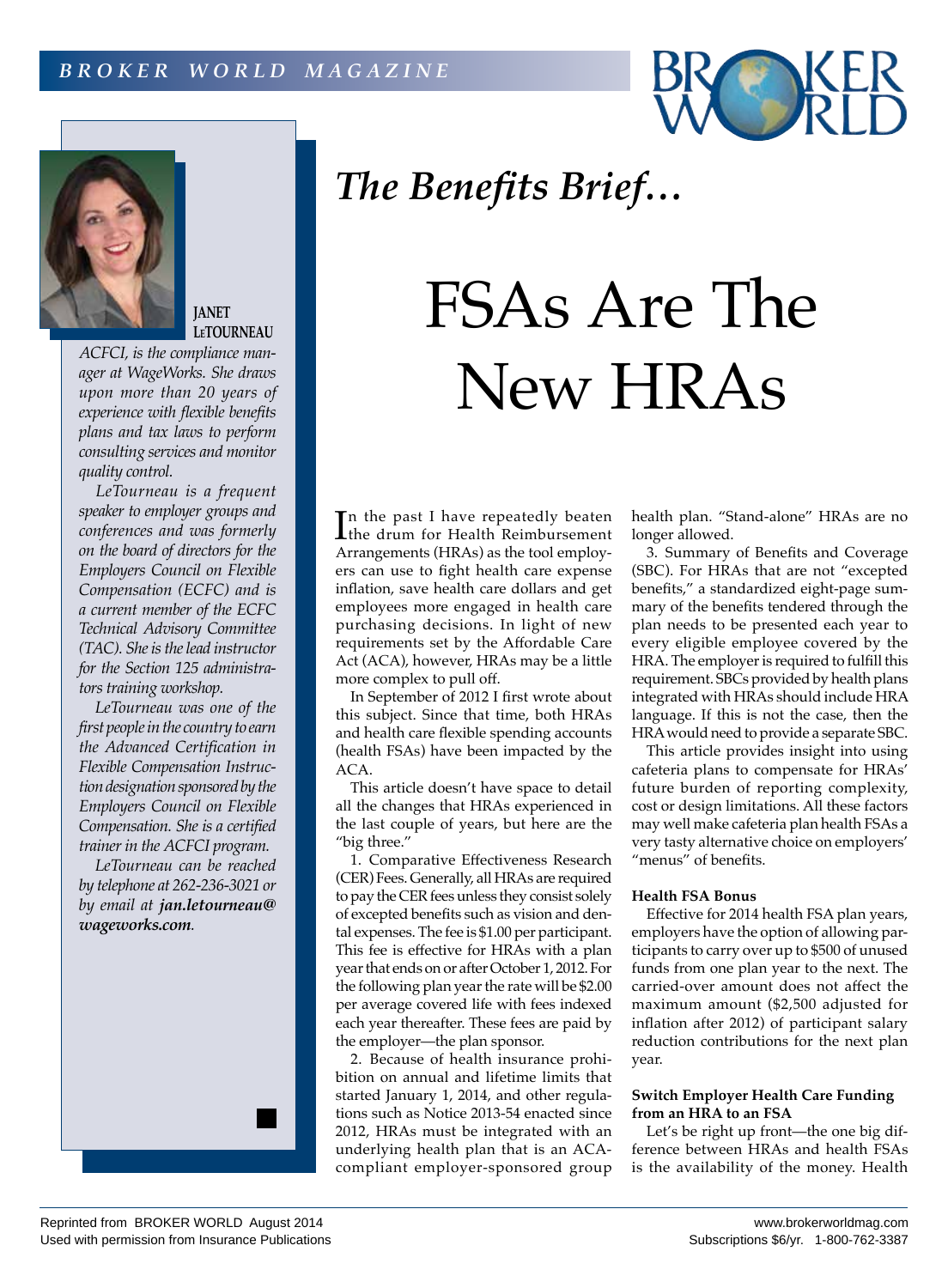# The Benefits Brief…

# FSAs Are The New HRAs

**JANET LETOURNEAU**

*ACFCI, is the compliance manager at WageWorks. She draws upon more than 20 years of experience with flexible benefits plans and tax laws to perform consulting services and monitor quality control.*

*LeTourneau is a frequent speaker to employer groups and conferences and was formerly on the board of directors for the Employers Council on Flexible Compensation (ECFC) and is a current member of the ECFC Technical Advisory Committee (TAC). She is the lead instructor for the Section 125 administrators training workshop.*

*LeTourneau was one of the first people in the country to earn the Advanced Certification in Flexible Compensation Instruction designation sponsored by the Employers Council on Flexible Compensation. She is a certified trainer in the ACFCI program.*

*LeTourneau can be reached by telephone at 262-236-3021 or by email at **jan.letourneau@wageworks.com**.*

In the past I have repeatedly beaten the drum for Health Reimbursement Arrangements (HRAs) as the tool employers can use to fight health care expense inflation, save health care dollars and get employees more engaged in health care purchasing decisions. In light of new requirements set by the Affordable Care Act (ACA), however, HRAs may be a little more complex to pull off.

In September of 2012 I first wrote about this subject. Since that time, both HRAs and health care flexible spending accounts (health FSAs) have been impacted by the ACA.

This article doesn't have space to detail all the changes that HRAs experienced in the last couple of years, but here are the "big three."

1. Comparative Effectiveness Research (CER) Fees. Generally, all HRAs are required to pay the CER fees unless they consist solely of excepted benefits such as vision and dental expenses. The fee is $1.00 per participant. This fee is effective for HRAs with a plan year that ends on or after October 1, 2012. For the following plan year the rate will be $2.00 per average covered life with fees indexed each year thereafter. These fees are paid by the employer—the plan sponsor.

2. Because of health insurance prohibition on annual and lifetime limits that started January 1, 2014, and other regulations such as Notice 2013-54 enacted since 2012, HRAs must be integrated with an underlying health plan that is an ACA-compliant employer-sponsored group health plan. "Stand-alone" HRAs are no longer allowed.

3. Summary of Benefits and Coverage (SBC). For HRAs that are not "excepted benefits," a standardized eight-page summary of the benefits tendered through the plan needs to be presented each year to every eligible employee covered by the HRA. The employer is required to fulfill this requirement. SBCs provided by health plans integrated with HRAs should include HRA language. If this is not the case, then the HRA would need to provide a separate SBC.

This article provides insight into using cafeteria plans to compensate for HRAs' future burden of reporting complexity, cost or design limitations. All these factors may well make cafeteria plan health FSAs a very tasty alternative choice on employers' "menus" of benefits.

### Health FSA Bonus

Effective for 2014 health FSA plan years, employers have the option of allowing participants to carry over up to $500 of unused funds from one plan year to the next. The carried-over amount does not affect the maximum amount ($2,500 adjusted for inflation after 2012) of participant salary reduction contributions for the next plan year.

### Switch Employer Health Care Funding from an HRA to an FSA

Let's be right up front—the one big difference between HRAs and health FSAs is the availability of the money. Health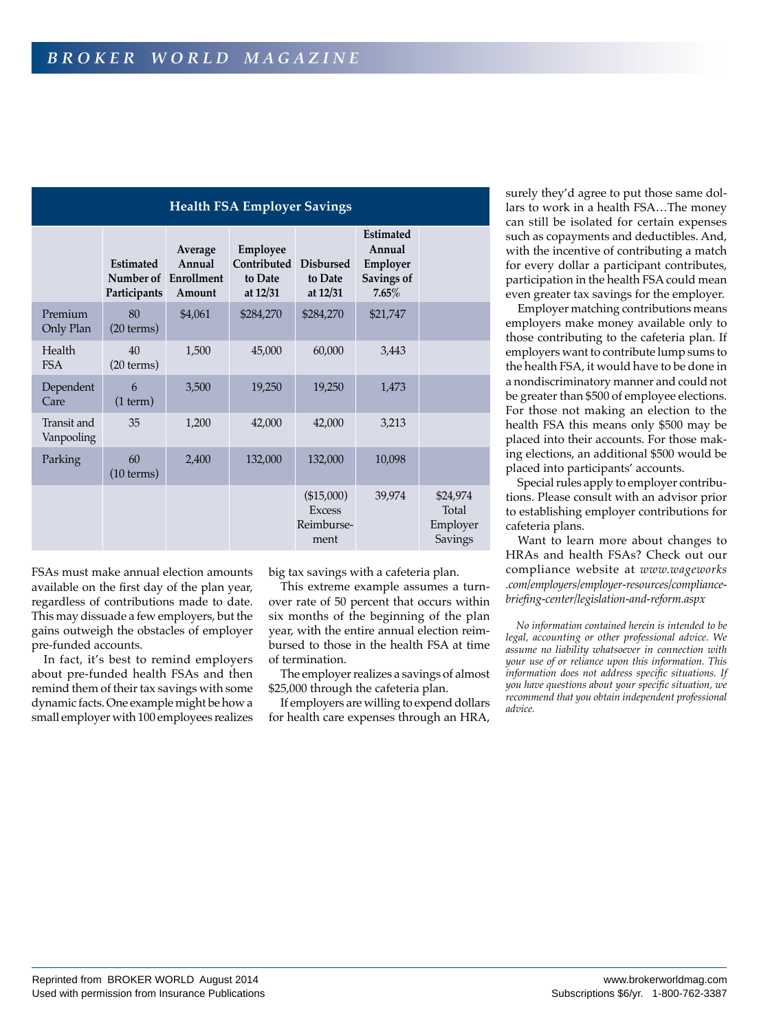**Health FSA Employer Savings**

| | Estimated Number of Participants | Average Annual Enrollment Amount | Employee Contributed to Date at 12/31 | Disbursed to Date at 12/31 | Estimated Annual Employer Savings of 7.65% | |
|---|---|---|---|---|---|---|
| Premium Only Plan | 80 (20 terms) | $4,061 | $284,270 | $284,270 | $21,747 | |
| Health FSA | 40 (20 terms) | 1,500 | 45,000 | 60,000 | 3,443 | |
| Dependent Care | 6 (1 term) | 3,500 | 19,250 | 19,250 | 1,473 | |
| Transit and Vanpooling | 35 | 1,200 | 42,000 | 42,000 | 3,213 | |
| Parking | 60 (10 terms) | 2,400 | 132,000 | 132,000 | 10,098 | |
| | | | | ($15,000) Excess Reimbursement | 39,974 | $24,974 Total Employer Savings |

FSAs must make annual election amounts available on the first day of the plan year, regardless of contributions made to date. This may dissuade a few employers, but the gains outweigh the obstacles of employer pre-funded accounts.

In fact, it's best to remind employers about pre-funded health FSAs and then remind them of their tax savings with some dynamic facts. One example might be how a small employer with 100 employees realizes big tax savings with a cafeteria plan.

This extreme example assumes a turnover rate of 50 percent that occurs within six months of the beginning of the plan year, with the entire annual election reimbursed to those in the health FSA at time of termination.

The employer realizes a savings of almost $25,000 through the cafeteria plan.

If employers are willing to expend dollars for health care expenses through an HRA, surely they'd agree to put those same dollars to work in a health FSA…The money can still be isolated for certain expenses such as copayments and deductibles. And, with the incentive of contributing a match for every dollar a participant contributes, participation in the health FSA could mean even greater tax savings for the employer.

Employer matching contributions means employers make money available only to those contributing to the cafeteria plan. If employers want to contribute lump sums to the health FSA, it would have to be done in a nondiscriminatory manner and could not be greater than $500 of employee elections. For those not making an election to the health FSA this means only $500 may be placed into their accounts. For those making elections, an additional $500 would be placed into participants' accounts.

Special rules apply to employer contributions. Please consult with an advisor prior to establishing employer contributions for cafeteria plans.

Want to learn more about changes to HRAs and health FSAs? Check out our compliance website at *www.wageworks.com/employers/employer-resources/compliance-briefing-center/legislation-and-reform.aspx*

*No information contained herein is intended to be legal, accounting or other professional advice. We assume no liability whatsoever in connection with your use of or reliance upon this information. This information does not address specific situations. If you have questions about your specific situation, we recommend that you obtain independent professional advice.*

Reprinted from BROKER WORLD August 2014
Used with permission from Insurance Publications

www.brokerworldmag.com
Subscriptions $6/yr. 1-800-762-3387